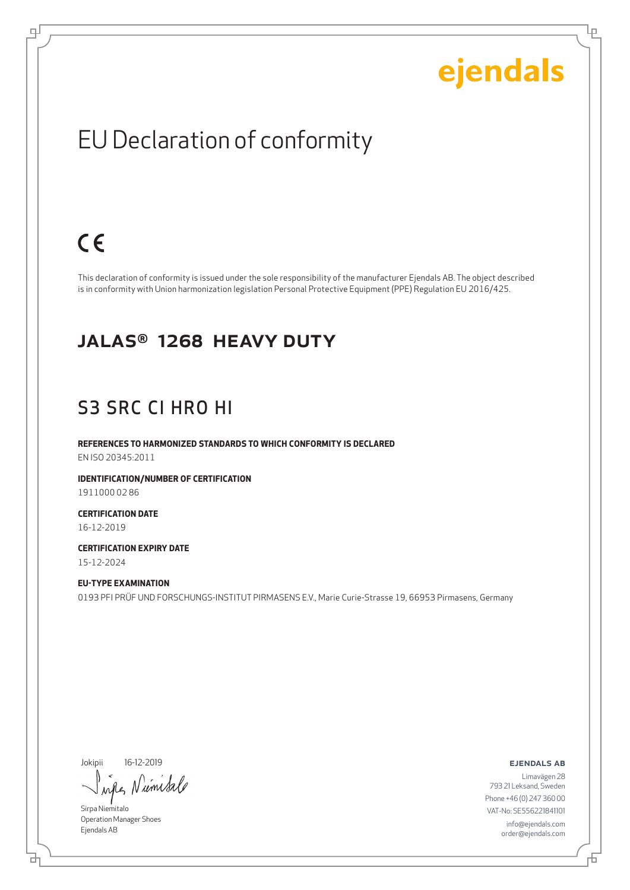ejendals

# EU Declaration of conformity

CE

This declaration of conformity is issued under the sole responsibility of the manufacturer Ejendals AB. The object described is in conformity with Union harmonization legislation Personal Protective Equipment (PPE) Regulation EU 2016/425.

## JALAS® 1268 HEAVY DUTY

## S3 SRC CI HRO HI

**REFERENCES TO HARMONIZED STANDARDS TO WHICH CONFORMITY IS DECLARED**

EN ISO 20345:2011

**IDENTIFICATION/NUMBER OF CERTIFICATION**

1911000 02 86

**CERTIFICATION DATE**

16-12-2019

**CERTIFICATION EXPIRY DATE**

15-12-2024

**EU-TYPE EXAMINATION**

0193 PFI PRÜF UND FORSCHUNGS-INSTITUT PIRMASENS E.V., Marie Curie-Strasse 19, 66953 Pirmasens, Germany

Jokipii 16-12-2019

Sirpa Niemitalo
Operation Manager Shoes
Ejendals AB

**EJENDALS AB**

Limavägen 28
793 21 Leksand, Sweden
Phone +46 (0) 247 360 00
VAT-No: SE556221841101
info@ejendals.com
order@ejendals.com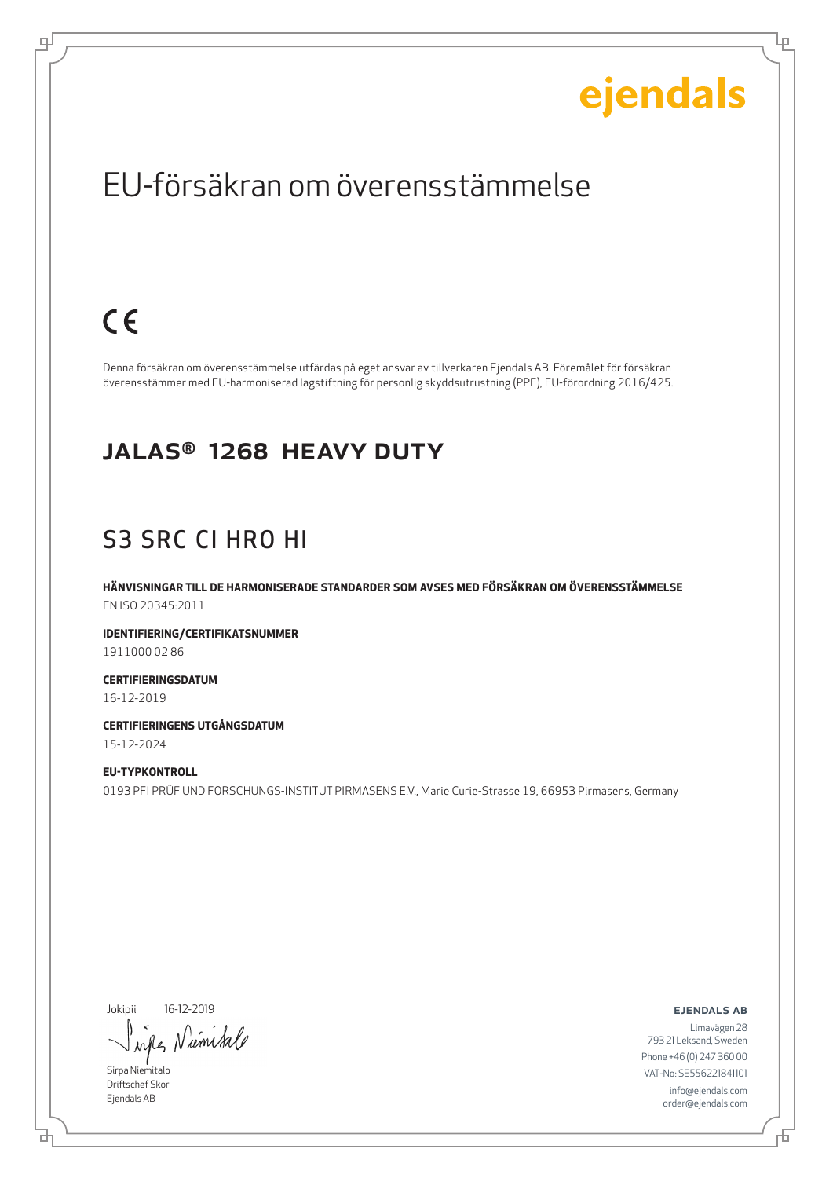ejendals

# EU-försäkran om överensstämmelse

CE

Denna försäkran om överensstämmelse utfärdas på eget ansvar av tillverkaren Ejendals AB. Föremålet för försäkran överensstämmer med EU-harmoniserad lagstiftning för personlig skyddsutrustning (PPE), EU-förordning 2016/425.

## JALAS® 1268 HEAVY DUTY

## S3 SRC CI HRO HI

**HÄNVISNINGAR TILL DE HARMONISERADE STANDARDER SOM AVSES MED FÖRSÄKRAN OM ÖVERENSSTÄMMELSE**
EN ISO 20345:2011

**IDENTIFIERING/CERTIFIKATSNUMMER**
1911000 02 86

**CERTIFIERINGSDATUM**
16-12-2019

**CERTIFIERINGENS UTGÅNGSDATUM**
15-12-2024

**EU-TYPKONTROLL**
0193 PFI PRÜF UND FORSCHUNGS-INSTITUT PIRMASENS E.V., Marie Curie-Strasse 19, 66953 Pirmasens, Germany

Jokipii 16-12-2019

Sirpa Niemitalo
Driftschef Skor
Ejendals AB

**EJENDALS AB**
Limavägen 28
793 21 Leksand, Sweden
Phone +46 (0) 247 360 00
VAT-No: SE556221841101
info@ejendals.com
order@ejendals.com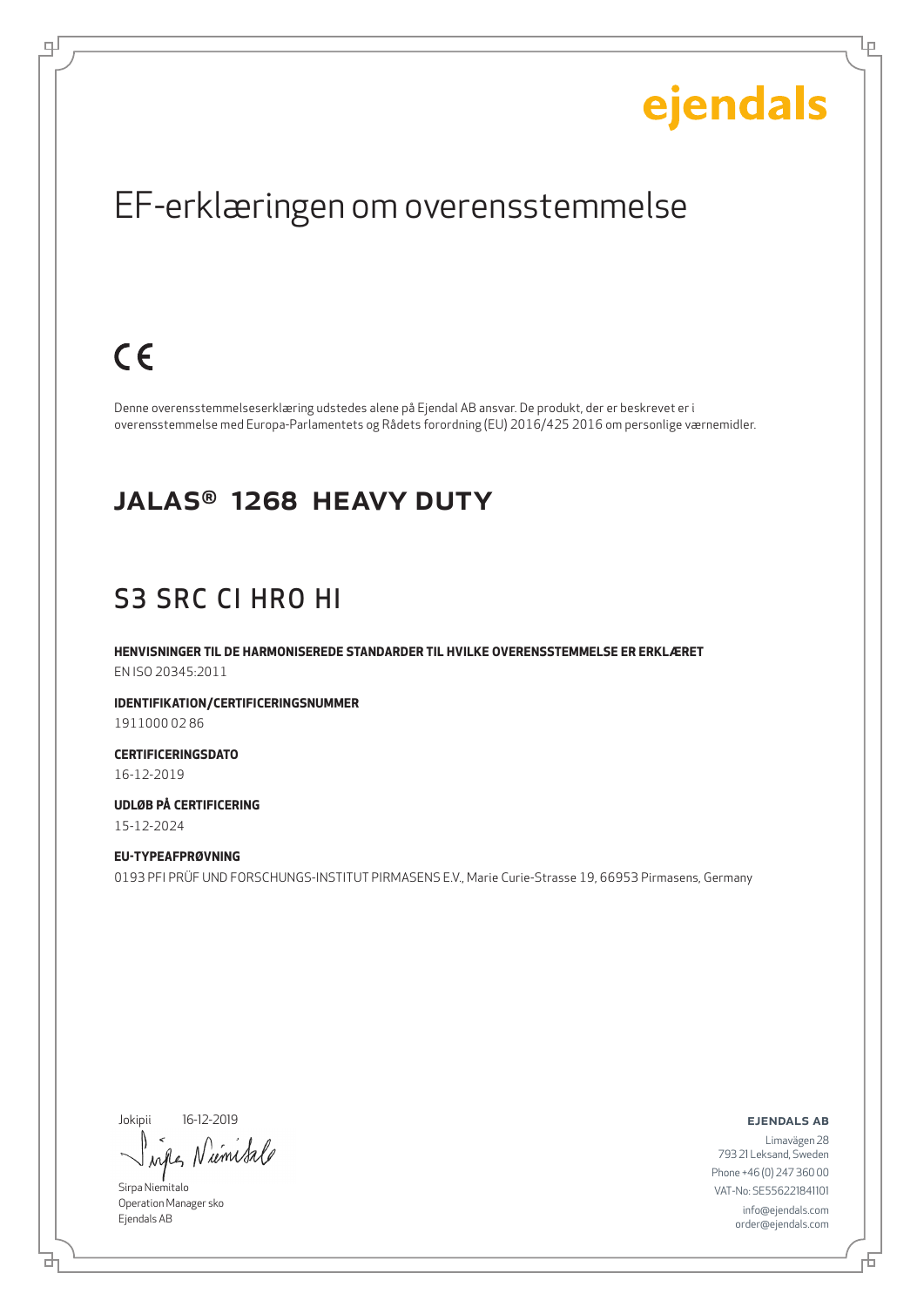ejendals

# EF-erklæringen om overensstemmelse

CE

Denne overensstemmelseserklæring udstedes alene på Ejendal AB ansvar. De produkt, der er beskrevet er i overensstemmelse med Europa-Parlamentets og Rådets forordning (EU) 2016/425 2016 om personlige værnemidler.

## JALAS® 1268 HEAVY DUTY

## S3 SRC CI HRO HI

**HENVISNINGER TIL DE HARMONISEREDE STANDARDER TIL HVILKE OVERENSSTEMMELSE ER ERKLÆRET**
EN ISO 20345:2011

**IDENTIFIKATION/CERTIFICERINGSNUMMER**
1911000 02 86

**CERTIFICERINGSDATO**
16-12-2019

**UDLØB PÅ CERTIFICERING**
15-12-2024

**EU-TYPEAFPRØVNING**
0193 PFI PRÜF UND FORSCHUNGS-INSTITUT PIRMASENS E.V., Marie Curie-Strasse 19, 66953 Pirmasens, Germany

Jokipii 16-12-2019

Sirpa Niemitalo
Operation Manager sko
Ejendals AB

**EJENDALS AB**
Limavägen 28
793 21 Leksand, Sweden
Phone +46 (0) 247 360 00
VAT-No: SE556221841101
info@ejendals.com
order@ejendals.com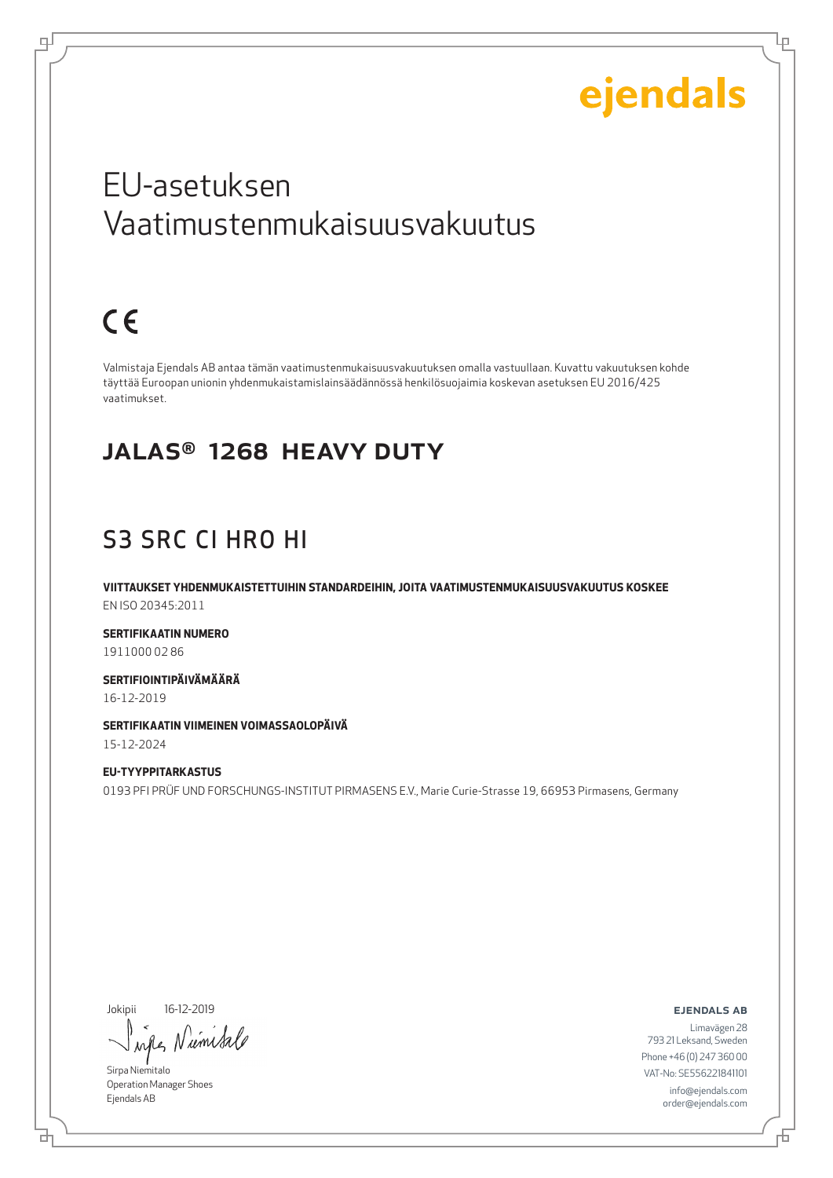ejendals

# EU-asetuksen Vaatimustenmukaisuusvakuutus

CE

Valmistaja Ejendals AB antaa tämän vaatimustenmukaisuusvakuutuksen omalla vastuullaan. Kuvattu vakuutuksen kohde täyttää Euroopan unionin yhdenmukaistamislainsäädännössä henkilösuojaimia koskevan asetuksen EU 2016/425 vaatimukset.

## JALAS® 1268 HEAVY DUTY

## S3 SRC CI HRO HI

**VIITTAUKSET YHDENMUKAISTETTUIHIN STANDARDEIHIN, JOITA VAATIMUSTENMUKAISUUSVAKUUTUS KOSKEE**
EN ISO 20345:2011

**SERTIFIKAATIN NUMERO**
1911000 02 86

**SERTIFIOINTIPÄIVÄMÄÄRÄ**
16-12-2019

**SERTIFIKAATIN VIIMEINEN VOIMASSAOLOPÄIVÄ**
15-12-2024

**EU-TYYPPITARKASTUS**
0193 PFI PRÜF UND FORSCHUNGS-INSTITUT PIRMASENS E.V., Marie Curie-Strasse 19, 66953 Pirmasens, Germany

Jokipii 16-12-2019

Sirpa Niemitalo
Operation Manager Shoes
Ejendals AB

**EJENDALS AB**
Limavägen 28
793 21 Leksand, Sweden
Phone +46 (0) 247 360 00
VAT-No: SE556221841101
info@ejendals.com
order@ejendals.com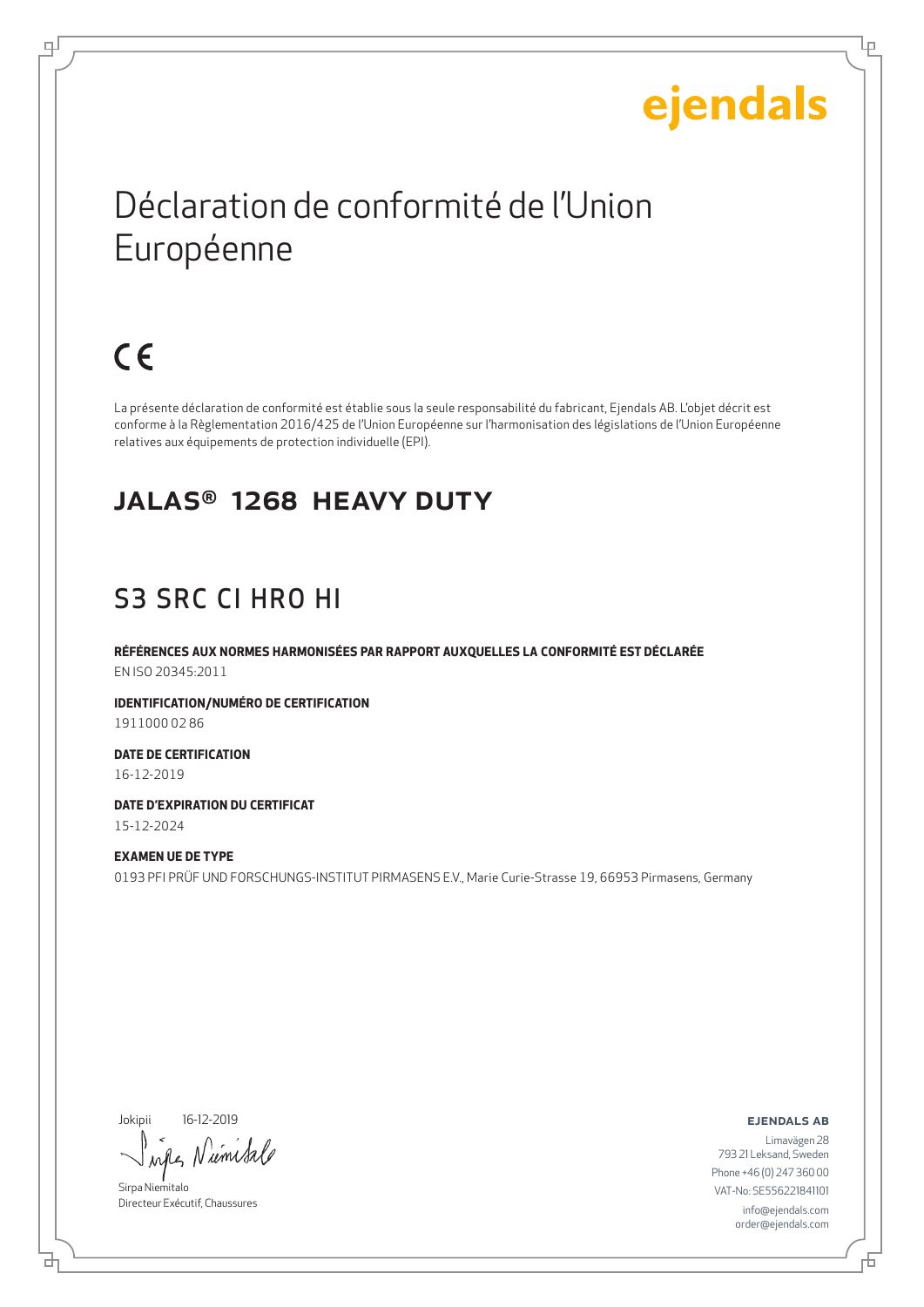ejendals

# Déclaration de conformité de l'Union Européenne

CE

La présente déclaration de conformité est établie sous la seule responsabilité du fabricant, Ejendals AB. L'objet décrit est conforme à la Règlementation 2016/425 de l'Union Européenne sur l'harmonisation des législations de l'Union Européenne relatives aux équipements de protection individuelle (EPI).

## JALAS® 1268 HEAVY DUTY

## S3 SRC CI HRO HI

**RÉFÉRENCES AUX NORMES HARMONISÉES PAR RAPPORT AUXQUELLES LA CONFORMITÉ EST DÉCLARÉE**
EN ISO 20345:2011

**IDENTIFICATION/NUMÉRO DE CERTIFICATION**
1911000 02 86

**DATE DE CERTIFICATION**
16-12-2019

**DATE D'EXPIRATION DU CERTIFICAT**
15-12-2024

**EXAMEN UE DE TYPE**
0193 PFI PRÜF UND FORSCHUNGS-INSTITUT PIRMASENS E.V., Marie Curie-Strasse 19, 66953 Pirmasens, Germany

Jokipii 16-12-2019

Sirpa Niemitalo
Directeur Exécutif, Chaussures

**EJENDALS AB**
Limavägen 28
793 21 Leksand, Sweden
Phone +46 (0) 247 360 00
VAT-No: SE556221841101
info@ejendals.com
order@ejendals.com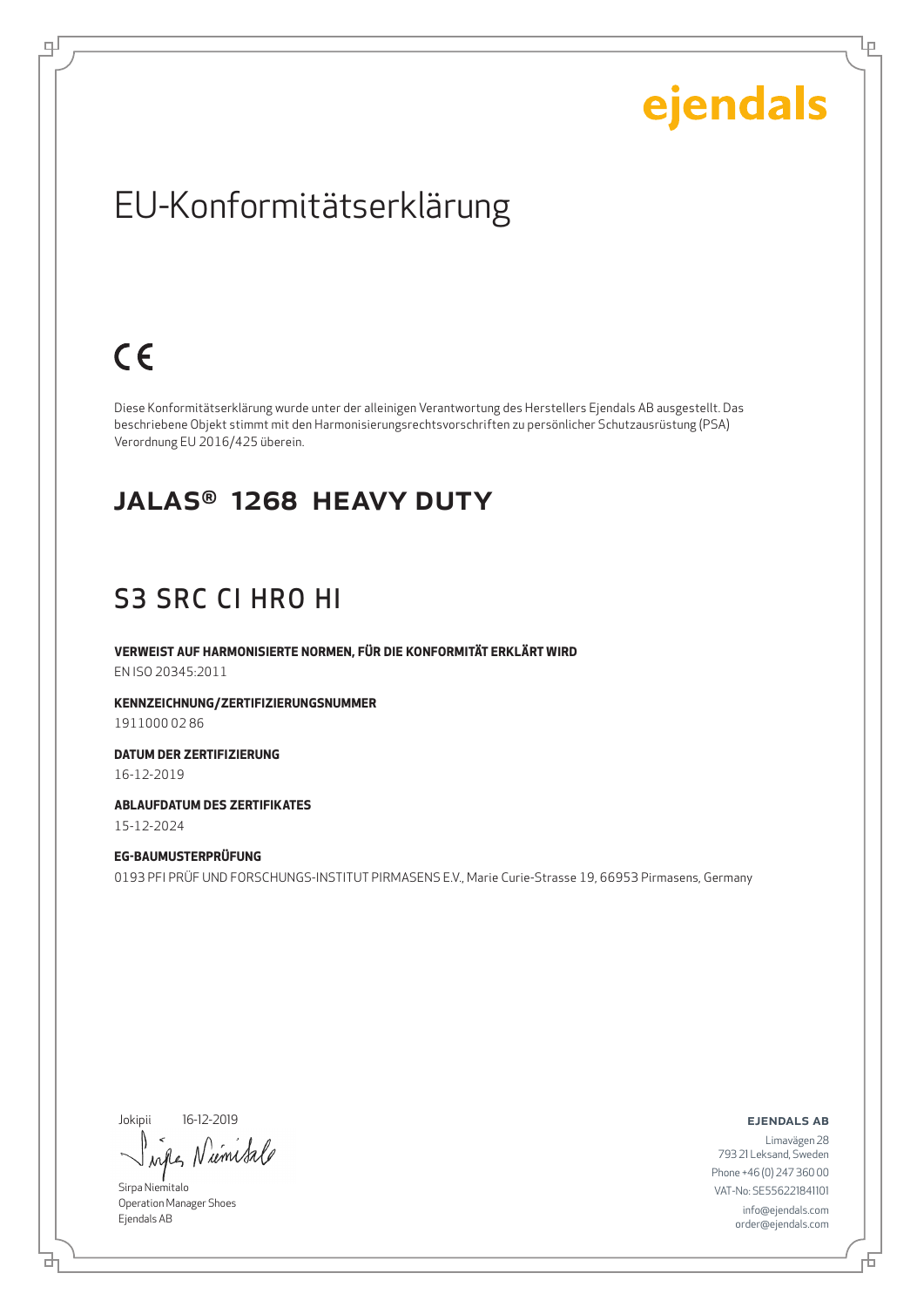ejendals

# EU-Konformitätserklärung

CE

Diese Konformitätserklärung wurde unter der alleinigen Verantwortung des Herstellers Ejendals AB ausgestellt. Das beschriebene Objekt stimmt mit den Harmonisierungsrechtsvorschriften zu persönlicher Schutzausrüstung (PSA) Verordnung EU 2016/425 überein.

## JALAS® 1268 HEAVY DUTY

## S3 SRC CI HRO HI

**VERWEIST AUF HARMONISIERTE NORMEN, FÜR DIE KONFORMITÄT ERKLÄRT WIRD**
EN ISO 20345:2011

**KENNZEICHNUNG/ZERTIFIZIERUNGSNUMMER**
1911000 02 86

**DATUM DER ZERTIFIZIERUNG**
16-12-2019

**ABLAUFDATUM DES ZERTIFIKATES**
15-12-2024

**EG-BAUMUSTERPRÜFUNG**
0193 PFI PRÜF UND FORSCHUNGS-INSTITUT PIRMASENS E.V., Marie Curie-Strasse 19, 66953 Pirmasens, Germany

Jokipii 16-12-2019

Sirpa Niemitalo
Operation Manager Shoes
Ejendals AB

**EJENDALS AB**
Limavägen 28
793 21 Leksand, Sweden
Phone +46 (0) 247 360 00
VAT-No: SE556221841101
info@ejendals.com
order@ejendals.com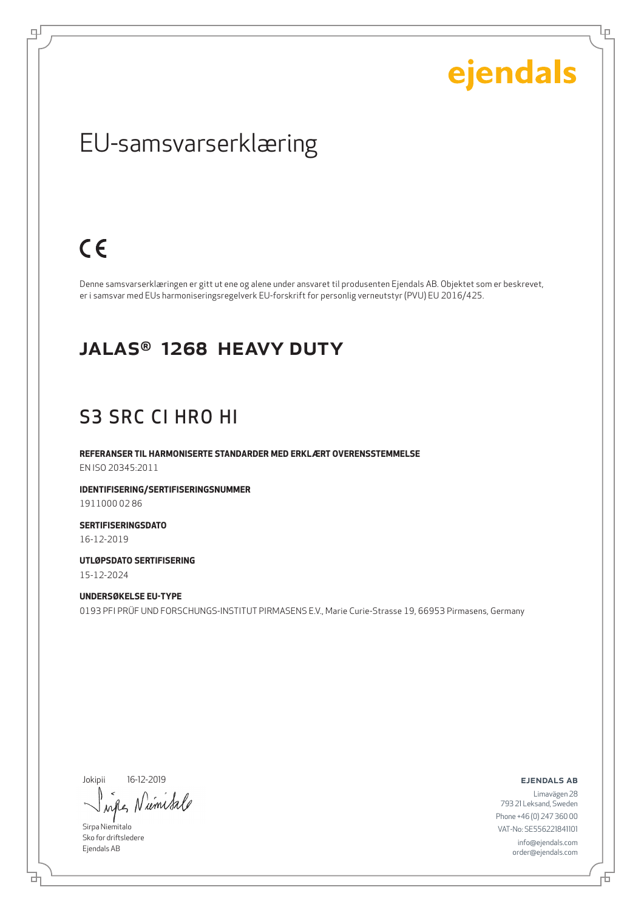ejendals

# EU-samsvarserklæring

CE

Denne samsvarserklæringen er gitt ut ene og alene under ansvaret til produsenten Ejendals AB. Objektet som er beskrevet, er i samsvar med EUs harmoniseringsregelverk EU-forskrift for personlig verneutstyr (PVU) EU 2016/425.

## JALAS® 1268 HEAVY DUTY

## S3 SRC CI HRO HI

**REFERANSER TIL HARMONISERTE STANDARDER MED ERKLÆRT OVERENSSTEMMELSE**
EN ISO 20345:2011

**IDENTIFISERING/SERTIFISERINGSNUMMER**
1911000 02 86

**SERTIFISERINGSDATO**
16-12-2019

**UTLØPSDATO SERTIFISERING**
15-12-2024

**UNDERSØKELSE EU-TYPE**
0193 PFI PRÜF UND FORSCHUNGS-INSTITUT PIRMASENS E.V., Marie Curie-Strasse 19, 66953 Pirmasens, Germany

Jokipii 16-12-2019

Sirpa Niemitalo
Sko for driftsledere
Ejendals AB

**EJENDALS AB**
Limavägen 28
793 21 Leksand, Sweden
Phone +46 (0) 247 360 00
VAT-No: SE556221841101
info@ejendals.com
order@ejendals.com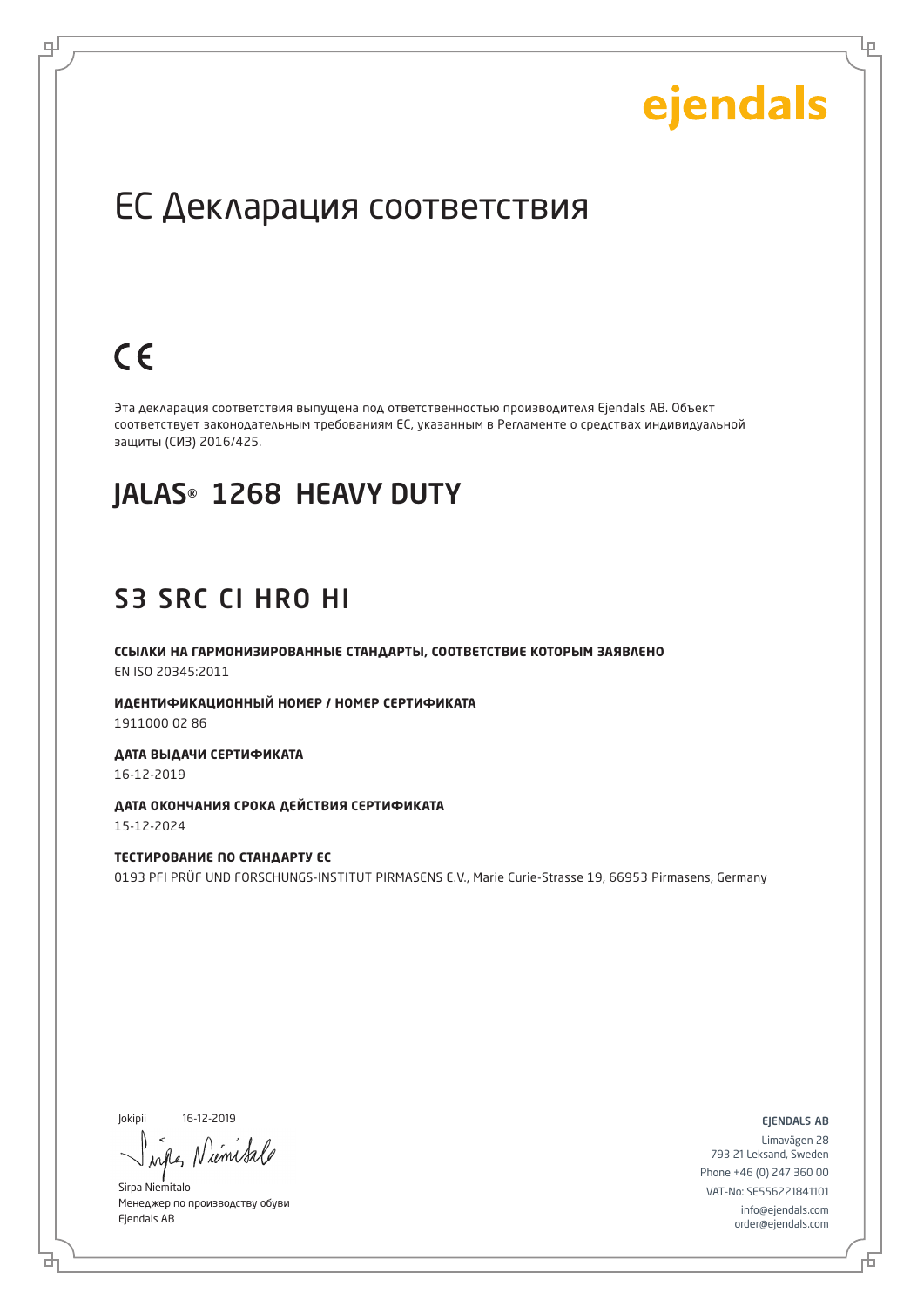ejendals

# ЕС Декларация соответствия

CE

Эта декларация соответствия выпущена под ответственностью производителя Ejendals AB. Объект соответствует законодательным требованиям ЕС, указанным в Регламенте о средствах индивидуальной защиты (СИЗ) 2016/425.

## JALAS® 1268 HEAVY DUTY

## S3 SRC CI HRO HI

**ССЫЛКИ НА ГАРМОНИЗИРОВАННЫЕ СТАНДАРТЫ, СООТВЕТСТВИЕ КОТОРЫМ ЗАЯВЛЕНО**
EN ISO 20345:2011

**ИДЕНТИФИКАЦИОННЫЙ НОМЕР / НОМЕР СЕРТИФИКАТА**
1911000 02 86

**ДАТА ВЫДАЧИ СЕРТИФИКАТА**
16-12-2019

**ДАТА ОКОНЧАНИЯ СРОКА ДЕЙСТВИЯ СЕРТИФИКАТА**
15-12-2024

**ТЕСТИРОВАНИЕ ПО СТАНДАРТУ ЕС**
0193 PFI PRÜF UND FORSCHUNGS-INSTITUT PIRMASENS E.V., Marie Curie-Strasse 19, 66953 Pirmasens, Germany

Jokipii 16-12-2019

Sirpa Niemitalo
Менеджер по производству обуви
Ejendals AB

EJENDALS AB
Limavägen 28
793 21 Leksand, Sweden
Phone +46 (0) 247 360 00
VAT-No: SE556221841101
info@ejendals.com
order@ejendals.com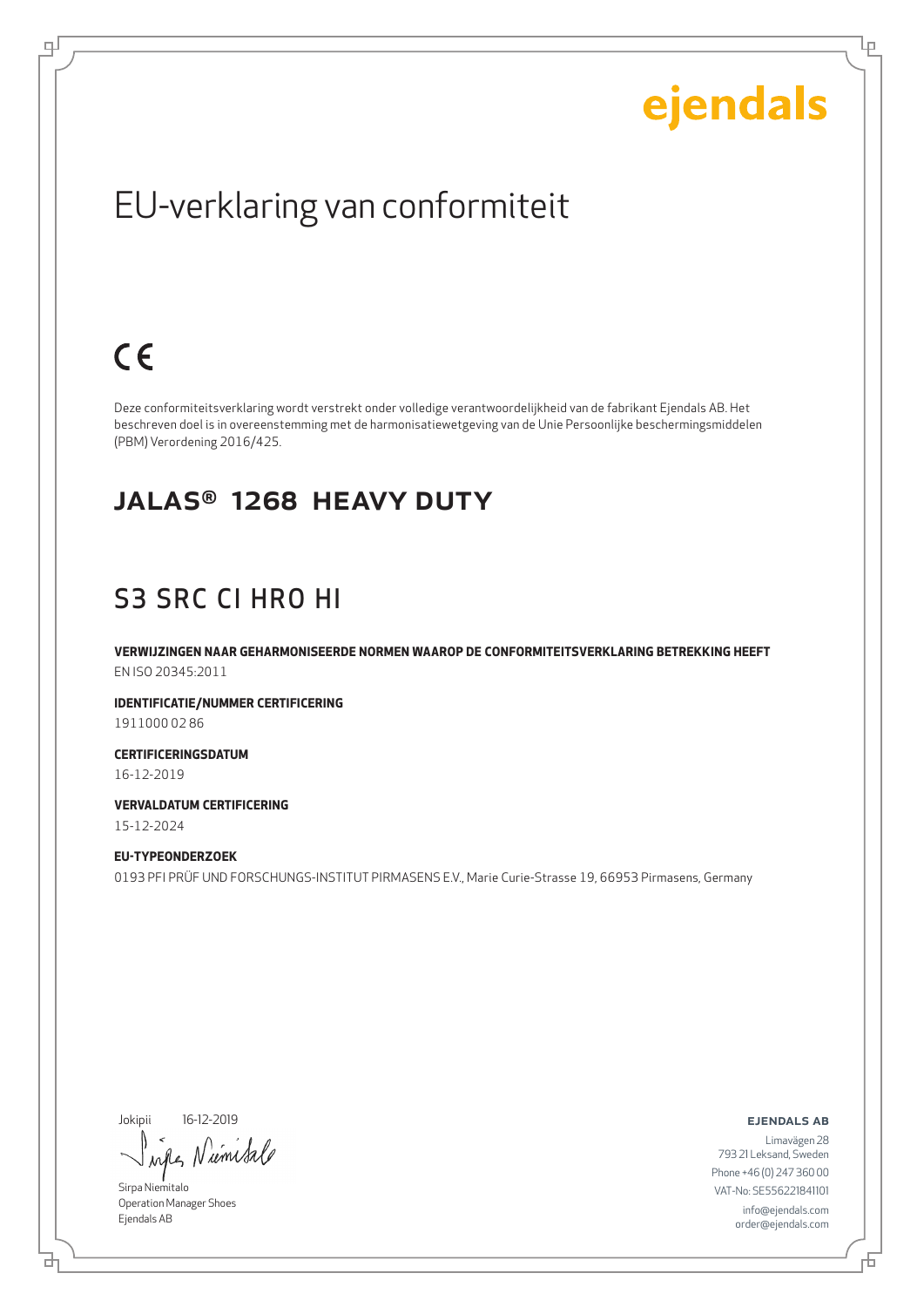ejendals

# EU-verklaring van conformiteit

CE

Deze conformiteitsverklaring wordt verstrekt onder volledige verantwoordelijkheid van de fabrikant Ejendals AB. Het beschreven doel is in overeenstemming met de harmonisatiewetgeving van de Unie Persoonlijke beschermingsmiddelen (PBM) Verordening 2016/425.

## JALAS® 1268 HEAVY DUTY

## S3 SRC CI HRO HI

**VERWIJZINGEN NAAR GEHARMONISEERDE NORMEN WAAROP DE CONFORMITEITSVERKLARING BETREKKING HEEFT**
EN ISO 20345:2011

**IDENTIFICATIE/NUMMER CERTIFICERING**
1911000 02 86

**CERTIFICERINGSDATUM**
16-12-2019

**VERVALDATUM CERTIFICERING**
15-12-2024

**EU-TYPEONDERZOEK**
0193 PFI PRÜF UND FORSCHUNGS-INSTITUT PIRMASENS E.V., Marie Curie-Strasse 19, 66953 Pirmasens, Germany

Jokipii 16-12-2019

Sirpa Niemitalo
Operation Manager Shoes
Ejendals AB

**EJENDALS AB**
Limavägen 28
793 21 Leksand, Sweden
Phone +46 (0) 247 360 00
VAT-No: SE556221841101
info@ejendals.com
order@ejendals.com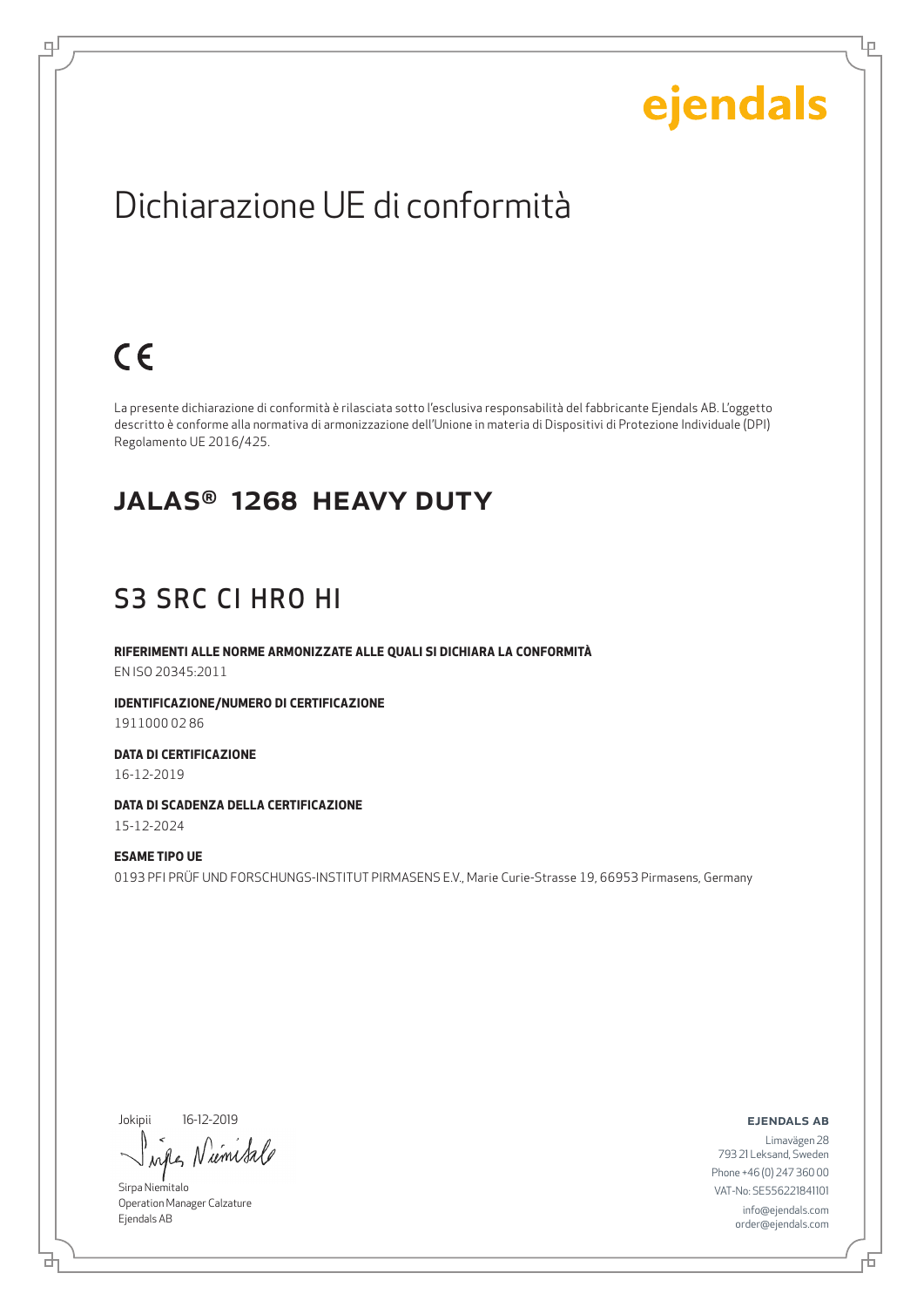ejendals

# Dichiarazione UE di conformità

CE

La presente dichiarazione di conformità è rilasciata sotto l'esclusiva responsabilità del fabbricante Ejendals AB. L'oggetto descritto è conforme alla normativa di armonizzazione dell'Unione in materia di Dispositivi di Protezione Individuale (DPI) Regolamento UE 2016/425.

## JALAS® 1268 HEAVY DUTY

## S3 SRC CI HRO HI

**RIFERIMENTI ALLE NORME ARMONIZZATE ALLE QUALI SI DICHIARA LA CONFORMITÀ**
EN ISO 20345:2011

**IDENTIFICAZIONE/NUMERO DI CERTIFICAZIONE**
1911000 02 86

**DATA DI CERTIFICAZIONE**
16-12-2019

**DATA DI SCADENZA DELLA CERTIFICAZIONE**
15-12-2024

**ESAME TIPO UE**
0193 PFI PRÜF UND FORSCHUNGS-INSTITUT PIRMASENS E.V., Marie Curie-Strasse 19, 66953 Pirmasens, Germany

Jokipii 16-12-2019

Sirpa Niemitalo
Operation Manager Calzature
Ejendals AB

**EJENDALS AB**
Limavägen 28
793 21 Leksand, Sweden
Phone +46 (0) 247 360 00
VAT-No: SE556221841101
info@ejendals.com
order@ejendals.com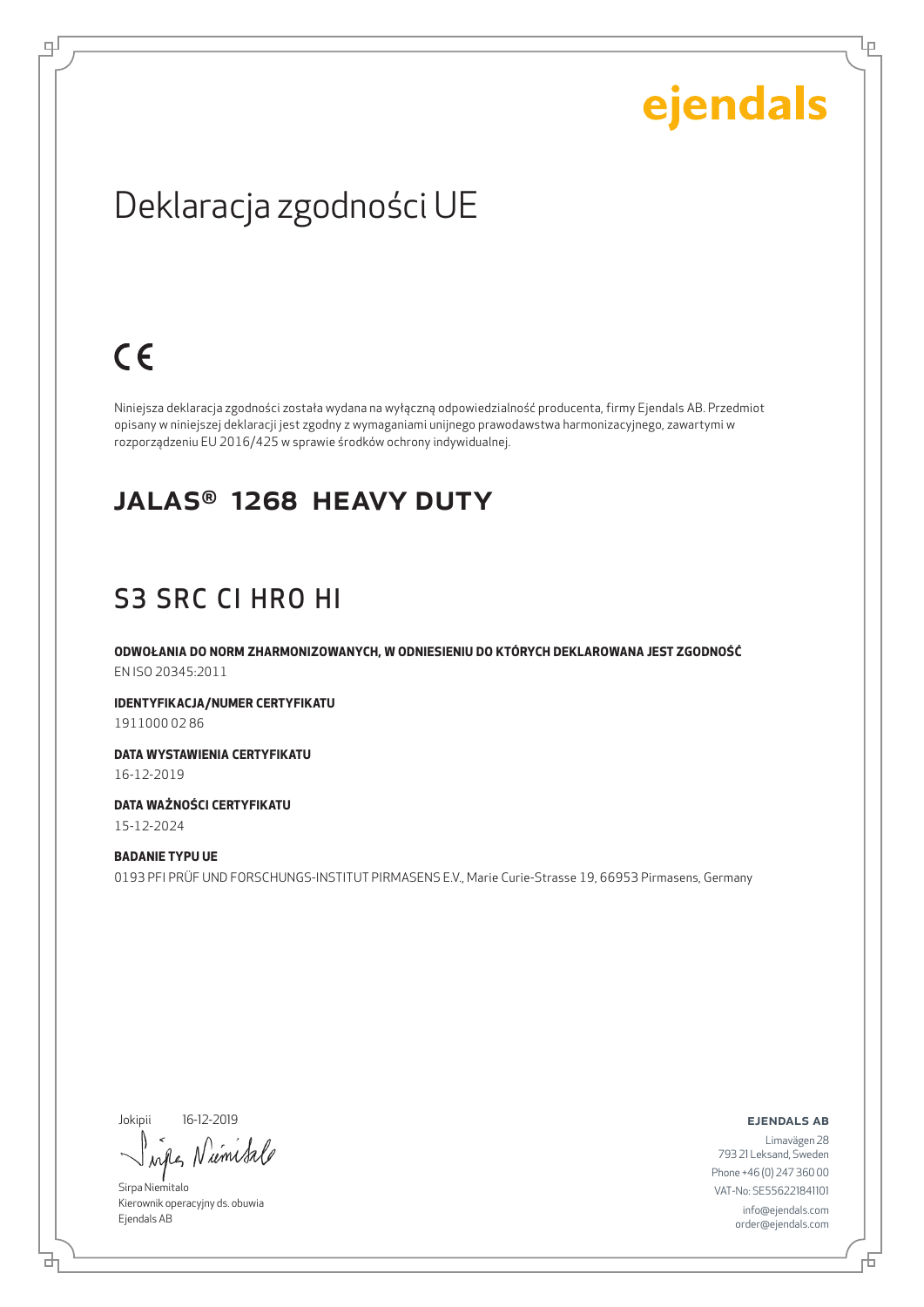ejendals

# Deklaracja zgodności UE

CE

Niniejsza deklaracja zgodności została wydana na wyłączną odpowiedzialność producenta, firmy Ejendals AB. Przedmiot opisany w niniejszej deklaracji jest zgodny z wymaganiami unijnego prawodawstwa harmonizacyjnego, zawartymi w rozporządzeniu EU 2016/425 w sprawie środków ochrony indywidualnej.

## JALAS® 1268 HEAVY DUTY

## S3 SRC CI HRO HI

**ODWOŁANIA DO NORM ZHARMONIZOWANYCH, W ODNIESIENIU DO KTÓRYCH DEKLAROWANA JEST ZGODNOŚĆ**
EN ISO 20345:2011

**IDENTYFIKACJA/NUMER CERTYFIKATU**
1911000 02 86

**DATA WYSTAWIENIA CERTYFIKATU**
16-12-2019

**DATA WAŻNOŚCI CERTYFIKATU**
15-12-2024

**BADANIE TYPU UE**
0193 PFI PRÜF UND FORSCHUNGS-INSTITUT PIRMASENS E.V., Marie Curie-Strasse 19, 66953 Pirmasens, Germany

Jokipii 16-12-2019

Sirpa Niemitalo
Kierownik operacyjny ds. obuwia
Ejendals AB

**EJENDALS AB**
Limavägen 28
793 21 Leksand, Sweden
Phone +46 (0) 247 360 00
VAT-No: SE556221841101
info@ejendals.com
order@ejendals.com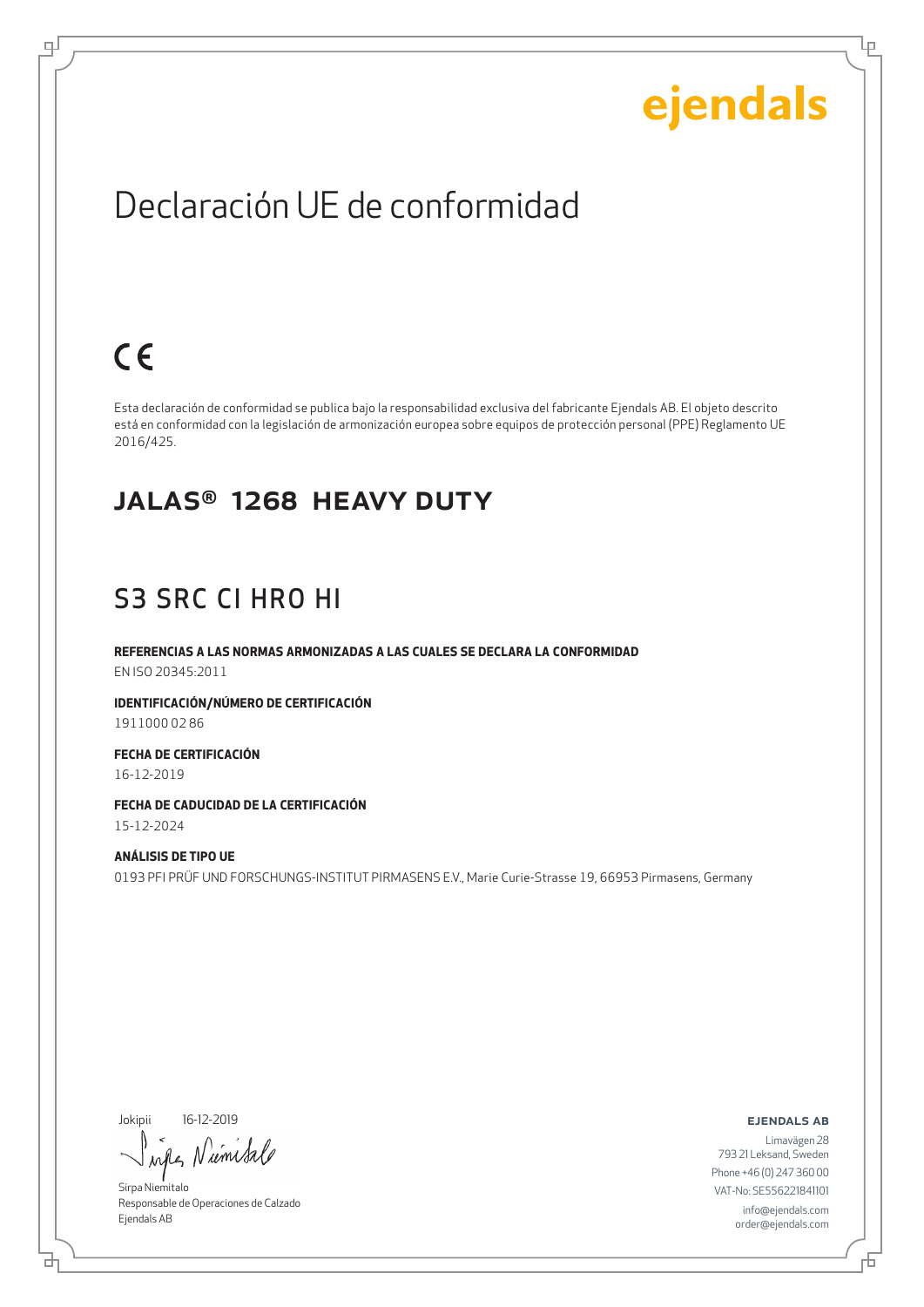ejendals

# Declaración UE de conformidad

CE

Esta declaración de conformidad se publica bajo la responsabilidad exclusiva del fabricante Ejendals AB. El objeto descrito está en conformidad con la legislación de armonización europea sobre equipos de protección personal (PPE) Reglamento UE 2016/425.

## JALAS® 1268 HEAVY DUTY

## S3 SRC CI HRO HI

**REFERENCIAS A LAS NORMAS ARMONIZADAS A LAS CUALES SE DECLARA LA CONFORMIDAD**
EN ISO 20345:2011

**IDENTIFICACIÓN/NÚMERO DE CERTIFICACIÓN**
1911000 02 86

**FECHA DE CERTIFICACIÓN**
16-12-2019

**FECHA DE CADUCIDAD DE LA CERTIFICACIÓN**
15-12-2024

**ANÁLISIS DE TIPO UE**
0193 PFI PRÜF UND FORSCHUNGS-INSTITUT PIRMASENS E.V., Marie Curie-Strasse 19, 66953 Pirmasens, Germany

Jokipii 16-12-2019

Sirpa Niemitalo
Responsable de Operaciones de Calzado
Ejendals AB

**EJENDALS AB**
Limavägen 28
793 21 Leksand, Sweden
Phone +46 (0) 247 360 00
VAT-No: SE556221841101
info@ejendals.com
order@ejendals.com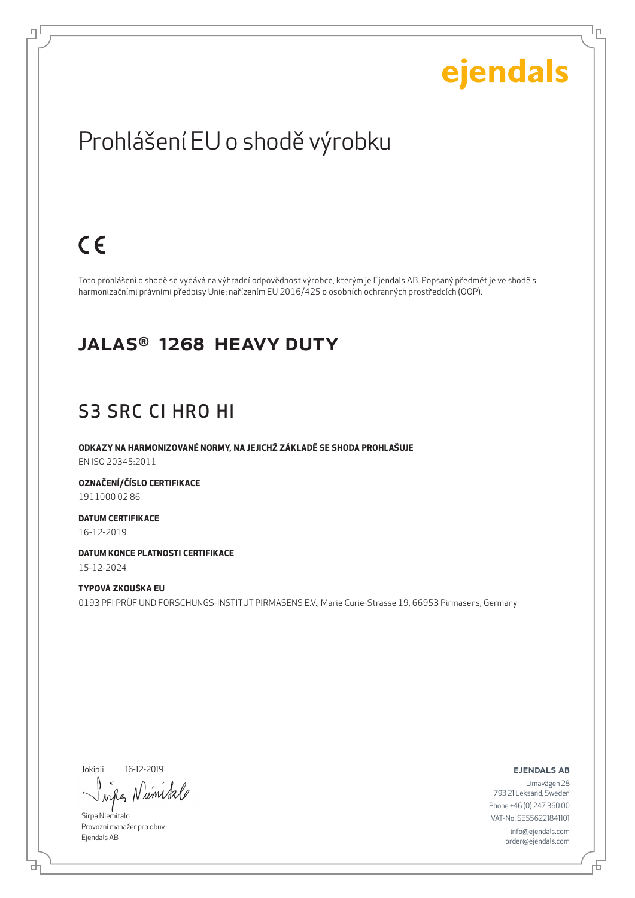ejendals

# Prohlášení EU o shodě výrobku

CE

Toto prohlášení o shodě se vydává na výhradní odpovědnost výrobce, kterým je Ejendals AB. Popsaný předmět je ve shodě s harmonizačními právními předpisy Unie: nařízením EU 2016/425 o osobních ochranných prostředcích (OOP).

## JALAS® 1268 HEAVY DUTY

## S3 SRC CI HRO HI

**ODKAZY NA HARMONIZOVANÉ NORMY, NA JEJICHŽ ZÁKLADĚ SE SHODA PROHLAŠUJE**
EN ISO 20345:2011

**OZNAČENÍ/ČÍSLO CERTIFIKACE**
1911000 02 86

**DATUM CERTIFIKACE**
16-12-2019

**DATUM KONCE PLATNOSTI CERTIFIKACE**
15-12-2024

**TYPOVÁ ZKOUŠKA EU**
0193 PFI PRÜF UND FORSCHUNGS-INSTITUT PIRMASENS E.V., Marie Curie-Strasse 19, 66953 Pirmasens, Germany

Jokipii 16-12-2019

Sirpa Niemitalo
Provozní manažer pro obuv
Ejendals AB

**EJENDALS AB**
Limavägen 28
793 21 Leksand, Sweden
Phone +46 (0) 247 360 00
VAT-No: SE556221841101
info@ejendals.com
order@ejendals.com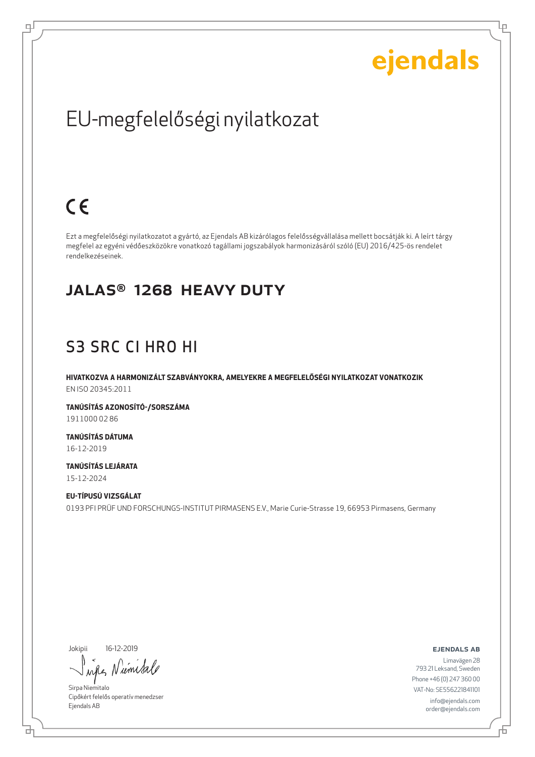ejendals

# EU-megfelelőségi nyilatkozat

CE

Ezt a megfelelőségi nyilatkozatot a gyártó, az Ejendals AB kizárólagos felelősségvállalása mellett bocsátják ki. A leírt tárgy megfelel az egyéni védőeszközökre vonatkozó tagállami jogszabályok harmonizásáról szóló (EU) 2016/425-ös rendelet rendelkezéseinek.

## JALAS® 1268 HEAVY DUTY

## S3 SRC CI HRO HI

**HIVATKOZVA A HARMONIZÁLT SZABVÁNYOKRA, AMELYEKRE A MEGFELELŐSÉGI NYILATKOZAT VONATKOZIK**
EN ISO 20345:2011

**TANÚSÍTÁS AZONOSÍTÓ-/SORSZÁMA**
1911000 02 86

**TANÚSÍTÁS DÁTUMA**
16-12-2019

**TANÚSÍTÁS LEJÁRATA**
15-12-2024

**EU-TÍPUSÚ VIZSGÁLAT**
0193 PFI PRÜF UND FORSCHUNGS-INSTITUT PIRMASENS E.V., Marie Curie-Strasse 19, 66953 Pirmasens, Germany

Jokipii 16-12-2019

Sirpa Niemitalo
Cipőkért felelős operatív menedzser
Ejendals AB

**EJENDALS AB**
Limavägen 28
793 21 Leksand, Sweden
Phone +46 (0) 247 360 00
VAT-No: SE556221841101
info@ejendals.com
order@ejendals.com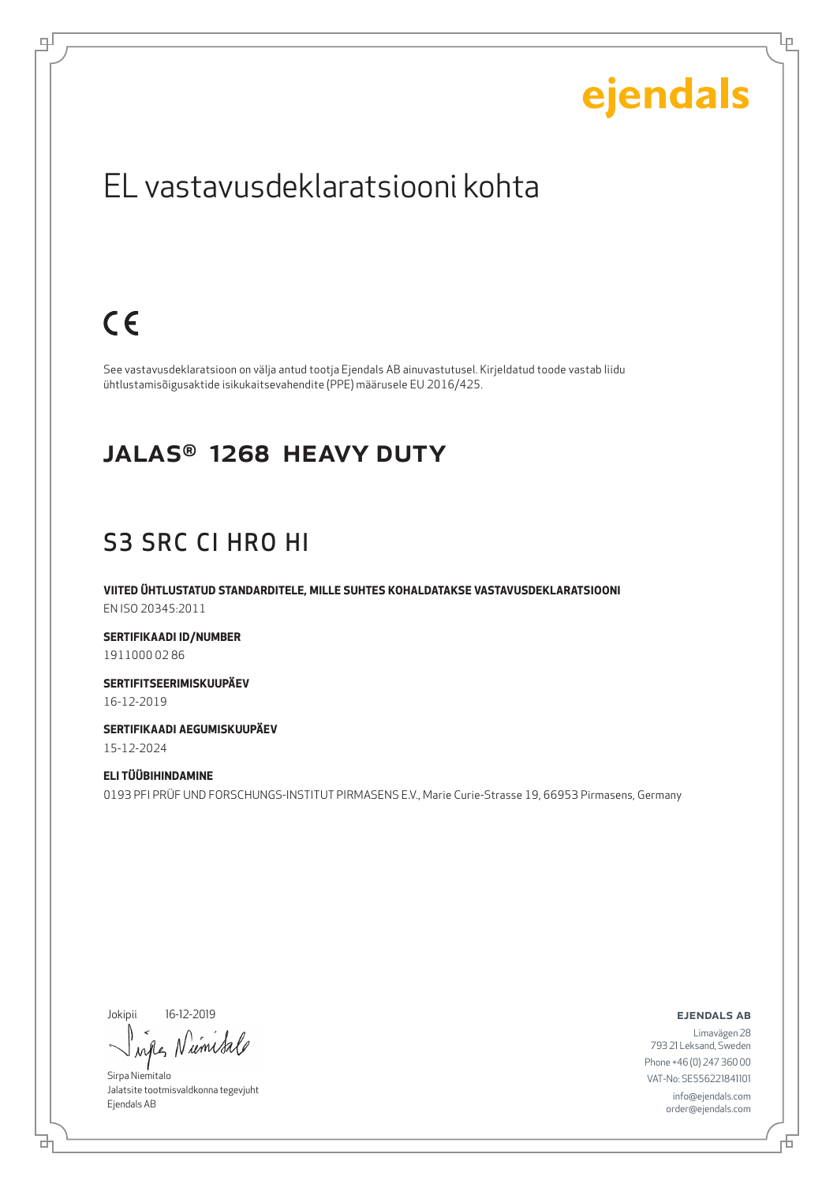ejendals

# EL vastavusdeklaratsiooni kohta

CE

See vastavusdeklaratsioon on välja antud tootja Ejendals AB ainuvastutusel. Kirjeldatud toode vastab liidu ühtlustamisõigusaktide isikukaitsevahendite (PPE) määrusele EU 2016/425.

## JALAS® 1268 HEAVY DUTY

## S3 SRC CI HRO HI

**VIITED ÜHTLUSTATUD STANDARDITELE, MILLE SUHTES KOHALDATAKSE VASTAVUSDEKLARATSIOONI**
EN ISO 20345:2011

**SERTIFIKAADI ID/NUMBER**
1911000 02 86

**SERTIFITSEERIMISKUUPÄEV**
16-12-2019

**SERTIFIKAADI AEGUMISKUUPÄEV**
15-12-2024

**ELI TÜÜBIHINDAMINE**
0193 PFI PRÜF UND FORSCHUNGS-INSTITUT PIRMASENS E.V., Marie Curie-Strasse 19, 66953 Pirmasens, Germany

Jokipii 16-12-2019

Sirpa Niemitalo
Jalatsite tootmisvaldkonna tegevjuht
Ejendals AB

**EJENDALS AB**
Limavägen 28
793 21 Leksand, Sweden
Phone +46 (0) 247 360 00
VAT-No: SE556221841101
info@ejendals.com
order@ejendals.com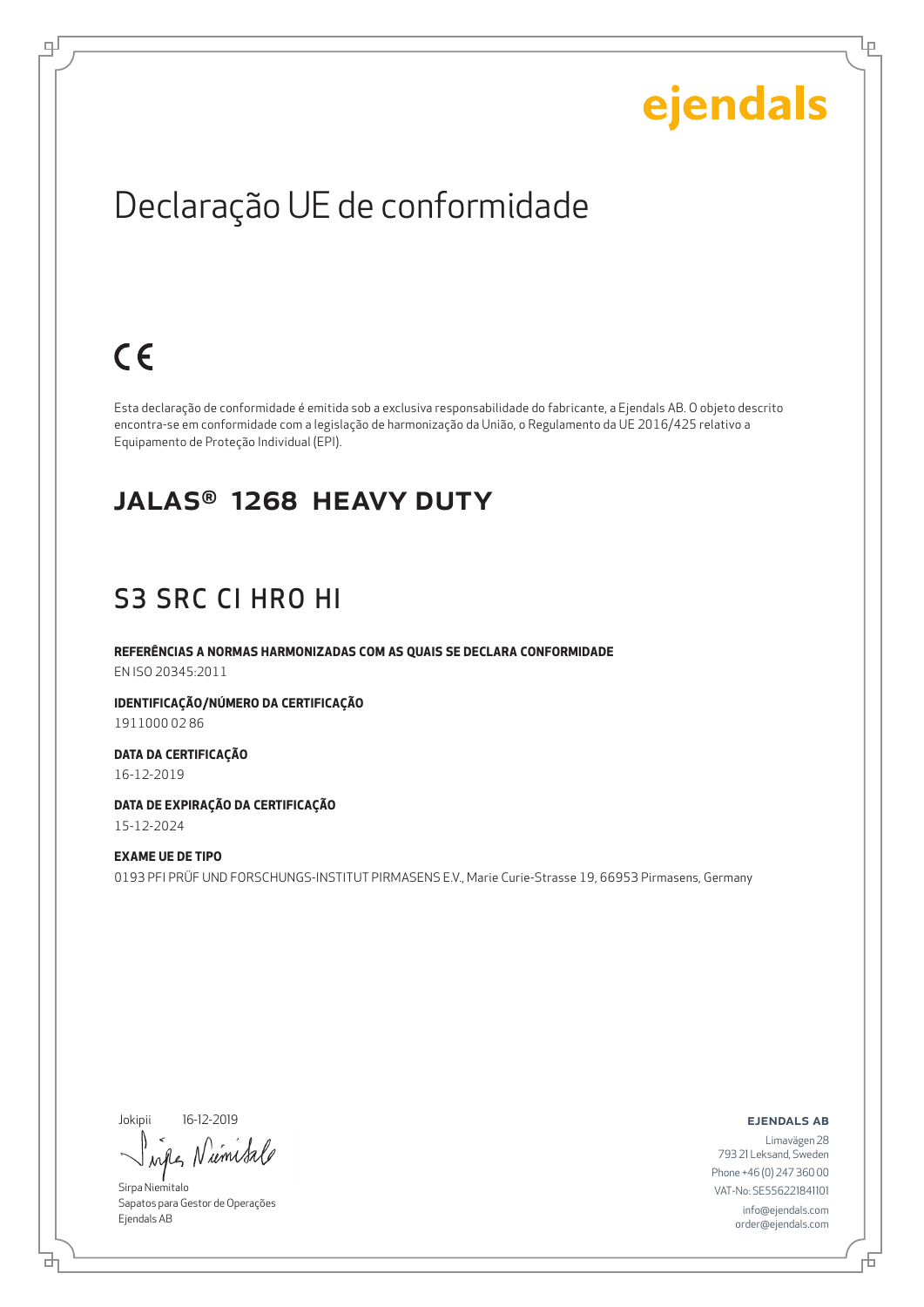ejendals

# Declaração UE de conformidade

CE

Esta declaração de conformidade é emitida sob a exclusiva responsabilidade do fabricante, a Ejendals AB. O objeto descrito encontra-se em conformidade com a legislação de harmonização da União, o Regulamento da UE 2016/425 relativo a Equipamento de Proteção Individual (EPI).

## JALAS® 1268 HEAVY DUTY

## S3 SRC CI HRO HI

**REFERÊNCIAS A NORMAS HARMONIZADAS COM AS QUAIS SE DECLARA CONFORMIDADE**
EN ISO 20345:2011

**IDENTIFICAÇÃO/NÚMERO DA CERTIFICAÇÃO**
1911000 02 86

**DATA DA CERTIFICAÇÃO**
16-12-2019

**DATA DE EXPIRAÇÃO DA CERTIFICAÇÃO**
15-12-2024

**EXAME UE DE TIPO**
0193 PFI PRÜF UND FORSCHUNGS-INSTITUT PIRMASENS E.V., Marie Curie-Strasse 19, 66953 Pirmasens, Germany

Jokipii 16-12-2019

Sirpa Niemitalo
Sapatos para Gestor de Operações
Ejendals AB

**EJENDALS AB**
Limavägen 28
793 21 Leksand, Sweden
Phone +46 (0) 247 360 00
VAT-No: SE556221841101
info@ejendals.com
order@ejendals.com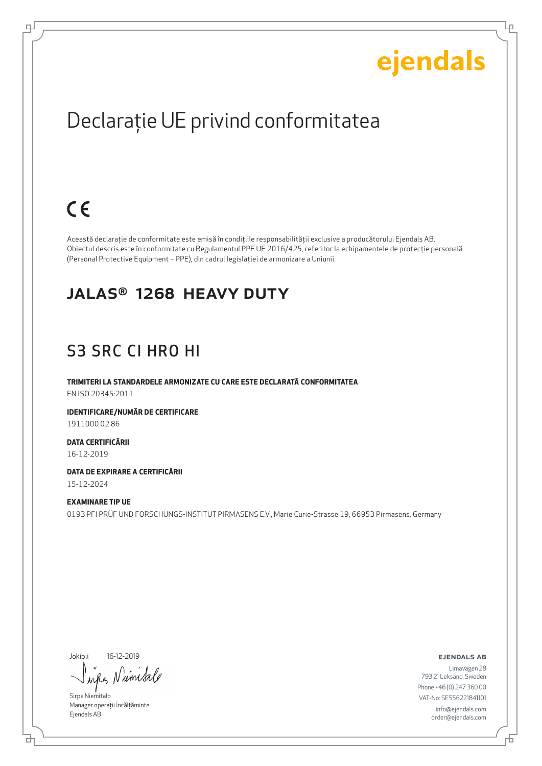# Declarație UE privind conformitatea

CE

Această declarație de conformitate este emisă în condițiile responsabilității exclusive a producătorului Ejendals AB. Obiectul descris este în conformitate cu Regulamentul PPE UE 2016/425, referitor la echipamentele de protecție personală (Personal Protective Equipment – PPE), din cadrul legislației de armonizare a Uniunii.

## JALAS® 1268 HEAVY DUTY

## S3 SRC CI HRO HI

**TRIMITERI LA STANDARDELE ARMONIZATE CU CARE ESTE DECLARATĂ CONFORMITATEA**
EN ISO 20345:2011

**IDENTIFICARE/NUMĂR DE CERTIFICARE**
1911000 02 86

**DATA CERTIFICĂRII**
16-12-2019

**DATA DE EXPIRARE A CERTIFICĂRII**
15-12-2024

**EXAMINARE TIP UE**
0193 PFI PRÜF UND FORSCHUNGS-INSTITUT PIRMASENS E.V., Marie Curie-Strasse 19, 66953 Pirmasens, Germany

Jokipii 16-12-2019

Sirpa Niemitalo
Manager operații Încălțăminte
Ejendals AB

**EJENDALS AB**
Limavägen 28
793 21 Leksand, Sweden
Phone +46 (0) 247 360 00
VAT-No: SE556221841101
info@ejendals.com
order@ejendals.com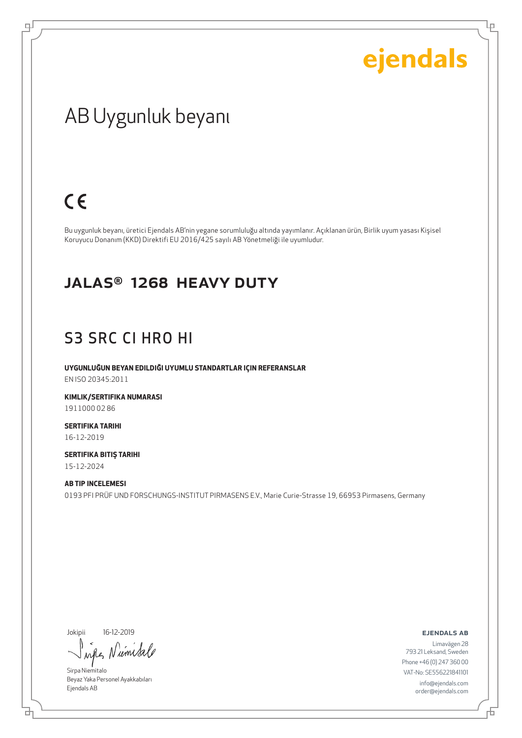ejendals

# AB Uygunluk beyanı

CE

Bu uygunluk beyanı, üretici Ejendals AB'nin yegane sorumluluğu altında yayımlanır. Açıklanan ürün, Birlik uyum yasası Kişisel Koruyucu Donanım (KKD) Direktifi EU 2016/425 sayılı AB Yönetmeliği ile uyumludur.

## JALAS® 1268 HEAVY DUTY

## S3 SRC CI HRO HI

**UYGUNLUĞUN BEYAN EDILDIĞI UYUMLU STANDARTLAR IÇIN REFERANSLAR**

EN ISO 20345:2011

**KIMLIK/SERTIFIKA NUMARASI**

1911000 02 86

**SERTIFIKA TARIHI**

16-12-2019

**SERTIFIKA BITIŞ TARIHI**

15-12-2024

**AB TIP INCELEMESI**

0193 PFI PRÜF UND FORSCHUNGS-INSTITUT PIRMASENS E.V., Marie Curie-Strasse 19, 66953 Pirmasens, Germany

Jokipii 16-12-2019

Sirpa Niemitalo
Beyaz Yaka Personel Ayakkabıları
Ejendals AB

**EJENDALS AB**

Limavägen 28
793 21 Leksand, Sweden
Phone +46 (0) 247 360 00
VAT-No: SE556221841101
info@ejendals.com
order@ejendals.com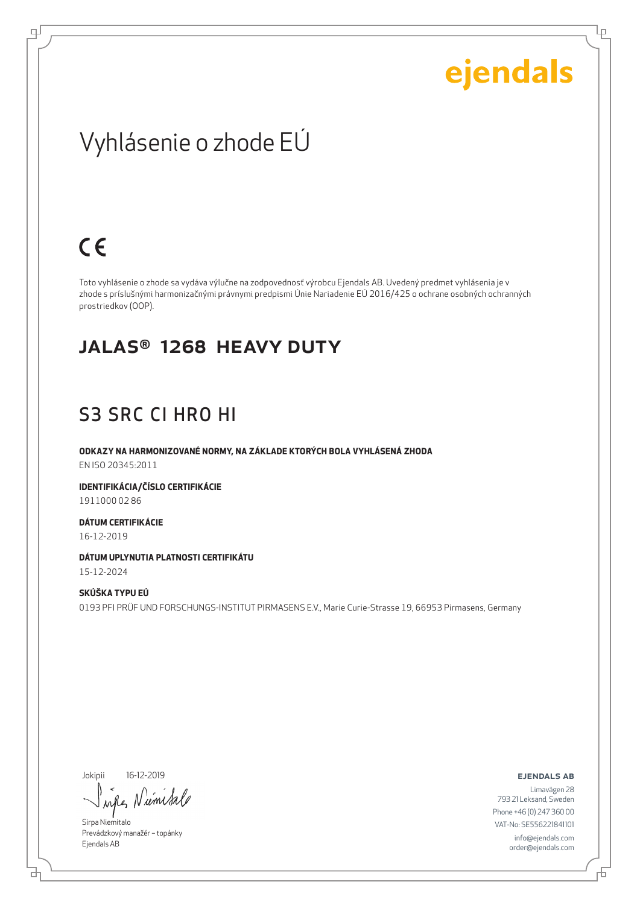ejendals

# Vyhlásenie o zhode EÚ

CE

Toto vyhlásenie o zhode sa vydáva výlučne na zodpovednosť výrobcu Ejendals AB. Uvedený predmet vyhlásenia je v zhode s príslušnými harmonizačnými právnymi predpismi Únie Nariadenie EÚ 2016/425 o ochrane osobných ochranných prostriedkov (OOP).

## JALAS® 1268 HEAVY DUTY

## S3 SRC CI HRO HI

**ODKAZY NA HARMONIZOVANÉ NORMY, NA ZÁKLADE KTORÝCH BOLA VYHLÁSENÁ ZHODA**
EN ISO 20345:2011

**IDENTIFIKÁCIA/ČÍSLO CERTIFIKÁCIE**
1911000 02 86

**DÁTUM CERTIFIKÁCIE**
16-12-2019

**DÁTUM UPLYNUTIA PLATNOSTI CERTIFIKÁTU**
15-12-2024

**SKÚŠKA TYPU EÚ**
0193 PFI PRÜF UND FORSCHUNGS-INSTITUT PIRMASENS E.V., Marie Curie-Strasse 19, 66953 Pirmasens, Germany

Jokipii 16-12-2019

Sirpa Niemitalo
Prevádzkový manažér – topánky
Ejendals AB

**EJENDALS AB**
Limavägen 28
793 21 Leksand, Sweden
Phone +46 (0) 247 360 00
VAT-No: SE556221841101
info@ejendals.com
order@ejendals.com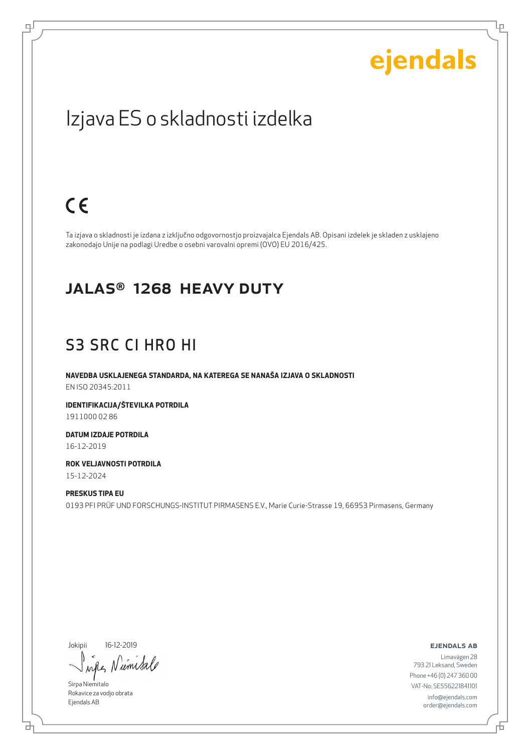ejendals

# Izjava ES o skladnosti izdelka

CE

Ta izjava o skladnosti je izdana z izključno odgovornostjo proizvajalca Ejendals AB. Opisani izdelek je skladen z usklajeno zakonodajo Unije na podlagi Uredbe o osebni varovalni opremi (OVO) EU 2016/425.

## JALAS® 1268 HEAVY DUTY

## S3 SRC CI HRO HI

**NAVEDBA USKLAJENEGA STANDARDA, NA KATEREGA SE NANAŠA IZJAVA O SKLADNOSTI**
EN ISO 20345:2011

**IDENTIFIKACIJA/ŠTEVILKA POTRDILA**
1911000 02 86

**DATUM IZDAJE POTRDILA**
16-12-2019

**ROK VELJAVNOSTI POTRDILA**
15-12-2024

**PRESKUS TIPA EU**
0193 PFI PRÜF UND FORSCHUNGS-INSTITUT PIRMASENS E.V., Marie Curie-Strasse 19, 66953 Pirmasens, Germany

Jokipii 16-12-2019

Sirpa Niemitalo
Rokavice za vodjo obrata
Ejendals AB

**EJENDALS AB**
Limavägen 28
793 21 Leksand, Sweden
Phone +46 (0) 247 360 00
VAT-No: SE556221841101
info@ejendals.com
order@ejendals.com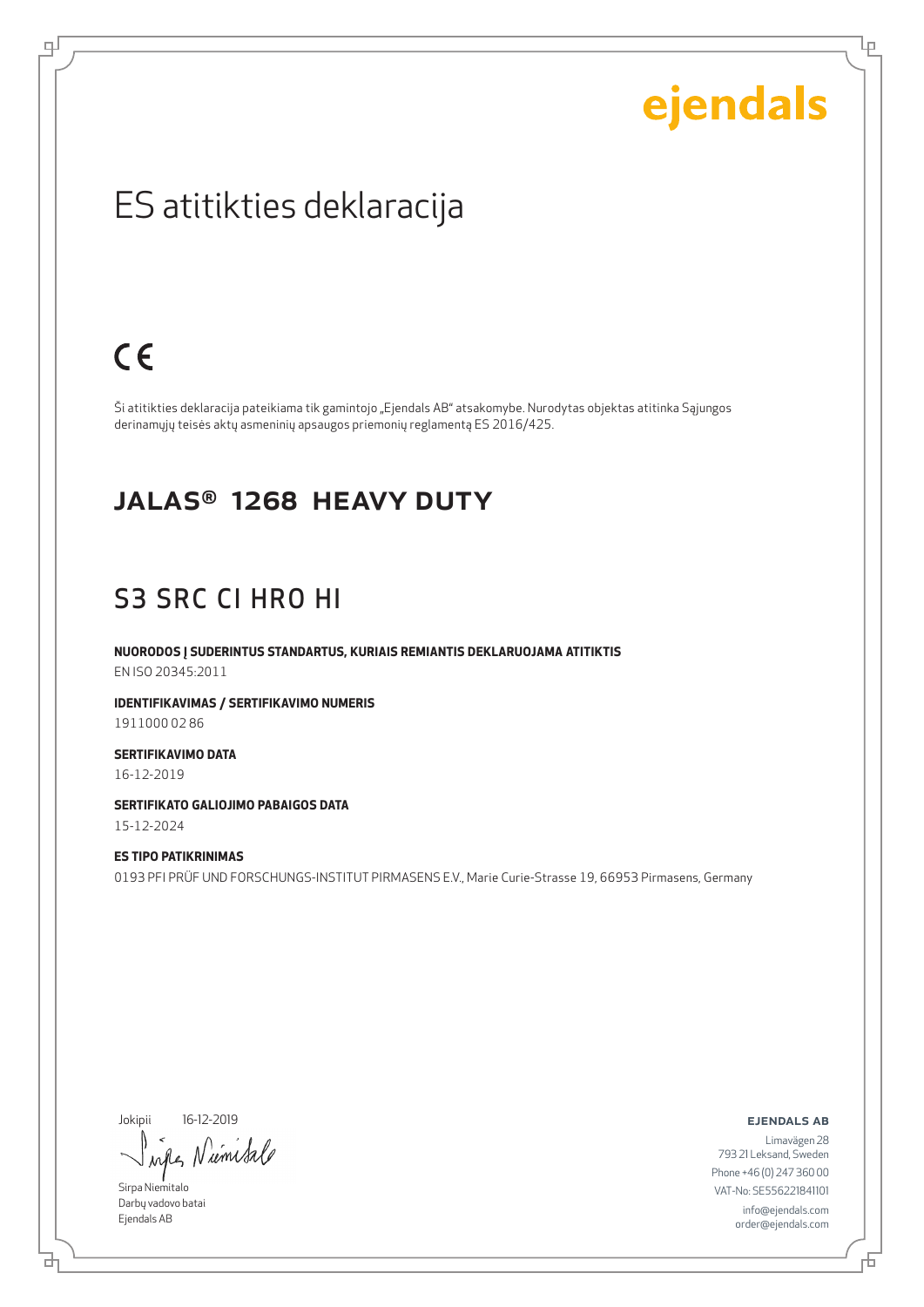ejendals

# ES atitikties deklaracija

CE

Ši atitikties deklaracija pateikiama tik gamintojo „Ejendals AB" atsakomybe. Nurodytas objektas atitinka Sąjungos derinamųjų teisės aktų asmeninių apsaugos priemonių reglamentą ES 2016/425.

## JALAS® 1268 HEAVY DUTY

## S3 SRC CI HRO HI

**NUORODOS Į SUDERINTUS STANDARTUS, KURIAIS REMIANTIS DEKLARUOJAMA ATITIKTIS**
EN ISO 20345:2011

**IDENTIFIKAVIMAS / SERTIFIKAVIMO NUMERIS**
1911000 02 86

**SERTIFIKAVIMO DATA**
16-12-2019

**SERTIFIKATO GALIOJIMO PABAIGOS DATA**
15-12-2024

**ES TIPO PATIKRINIMAS**
0193 PFI PRÜF UND FORSCHUNGS-INSTITUT PIRMASENS E.V., Marie Curie-Strasse 19, 66953 Pirmasens, Germany

Jokipii 16-12-2019

Sirpa Niemitalo
Darbų vadovo batai
Ejendals AB

**EJENDALS AB**
Limavägen 28
793 21 Leksand, Sweden
Phone +46 (0) 247 360 00
VAT-No: SE556221841101
info@ejendals.com
order@ejendals.com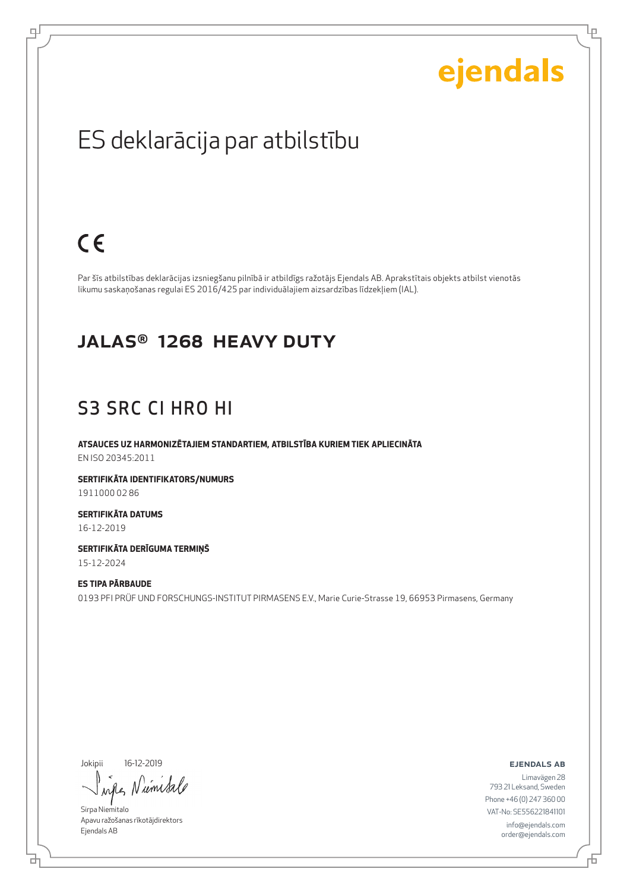ejendals

# ES deklarācija par atbilstību

CE

Par šīs atbilstības deklarācijas izsniegšanu pilnībā ir atbildīgs ražotājs Ejendals AB. Aprakstītais objekts atbilst vienotās likumu saskaņošanas regulai ES 2016/425 par individuālajiem aizsardzības līdzekļiem (IAL).

## JALAS® 1268 HEAVY DUTY

## S3 SRC CI HRO HI

**ATSAUCES UZ HARMONIZĒTAJIEM STANDARTIEM, ATBILSTĪBA KURIEM TIEK APLIECINĀTA**
EN ISO 20345:2011

**SERTIFIKĀTA IDENTIFIKATORS/NUMURS**
1911000 02 86

**SERTIFIKĀTA DATUMS**
16-12-2019

**SERTIFIKĀTA DERĪGUMA TERMIŅŠ**
15-12-2024

**ES TIPA PĀRBAUDE**
0193 PFI PRÜF UND FORSCHUNGS-INSTITUT PIRMASENS E.V., Marie Curie-Strasse 19, 66953 Pirmasens, Germany

Jokipii 16-12-2019

Sirpa Niemitalo
Apavu ražošanas rīkotājdirektors
Ejendals AB

**EJENDALS AB**
Limavägen 28
793 21 Leksand, Sweden
Phone +46 (0) 247 360 00
VAT-No: SE556221841101
info@ejendals.com
order@ejendals.com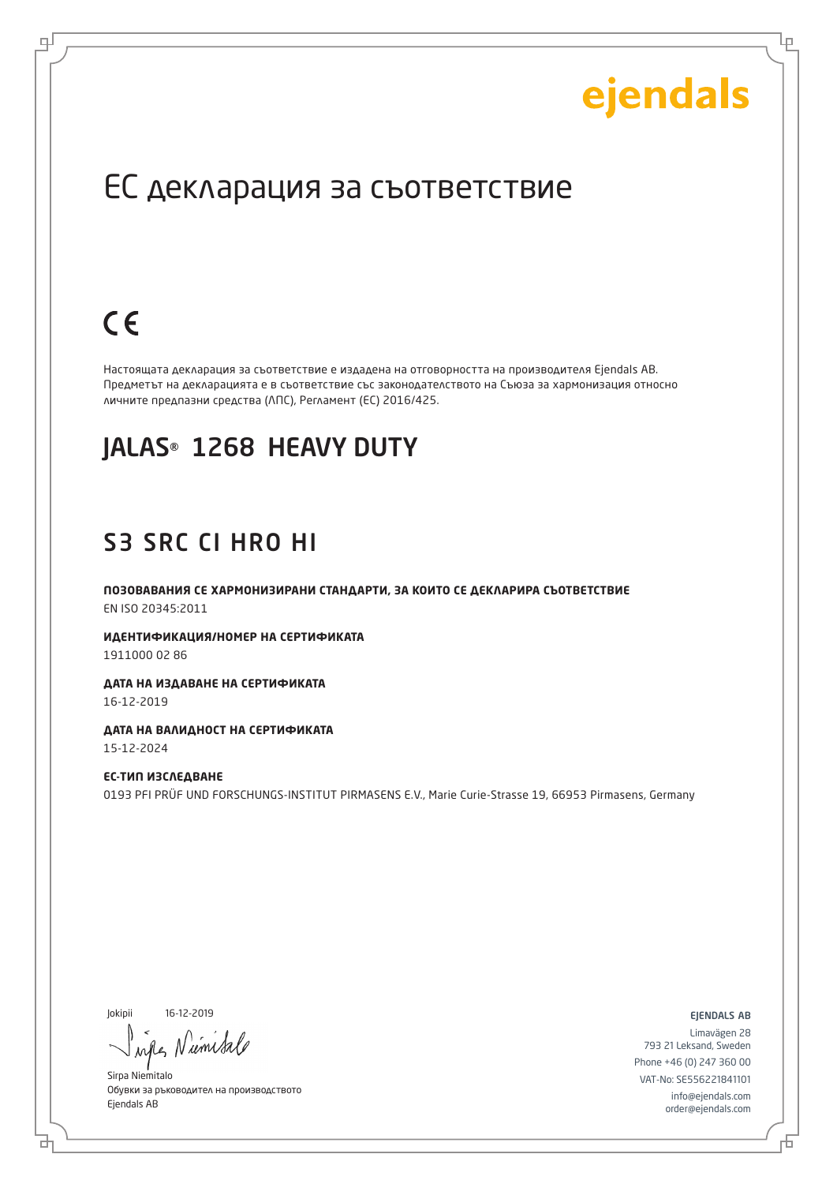ejendals

# ЕС декларация за съответствие

CE

Настоящата декларация за съответствие е издадена на отговорността на производителя Ejendals AB. Предметът на декларацията е в съответствие със законодателството на Съюза за хармонизация относно личните предпазни средства (ЛПС), Регламент (ЕС) 2016/425.

## JALAS® 1268 HEAVY DUTY

## S3 SRC CI HRO HI

**ПОЗОВАВАНИЯ СЕ ХАРМОНИЗИРАНИ СТАНДАРТИ, ЗА КОИТО СЕ ДЕКЛАРИРА СЪОТВЕТСТВИЕ**
EN ISO 20345:2011

**ИДЕНТИФИКАЦИЯ/НОМЕР НА СЕРТИФИКАТА**
1911000 02 86

**ДАТА НА ИЗДАВАНЕ НА СЕРТИФИКАТА**
16-12-2019

**ДАТА НА ВАЛИДНОСТ НА СЕРТИФИКАТА**
15-12-2024

**ЕС-ТИП ИЗСЛЕДВАНЕ**
0193 PFI PRÜF UND FORSCHUNGS-INSTITUT PIRMASENS E.V., Marie Curie-Strasse 19, 66953 Pirmasens, Germany

Jokipii 16-12-2019

Sirpa Niemitalo
Обувки за ръководител на производството
Ejendals AB

EJENDALS AB
Limavägen 28
793 21 Leksand, Sweden
Phone +46 (0) 247 360 00
VAT-No: SE556221841101
info@ejendals.com
order@ejendals.com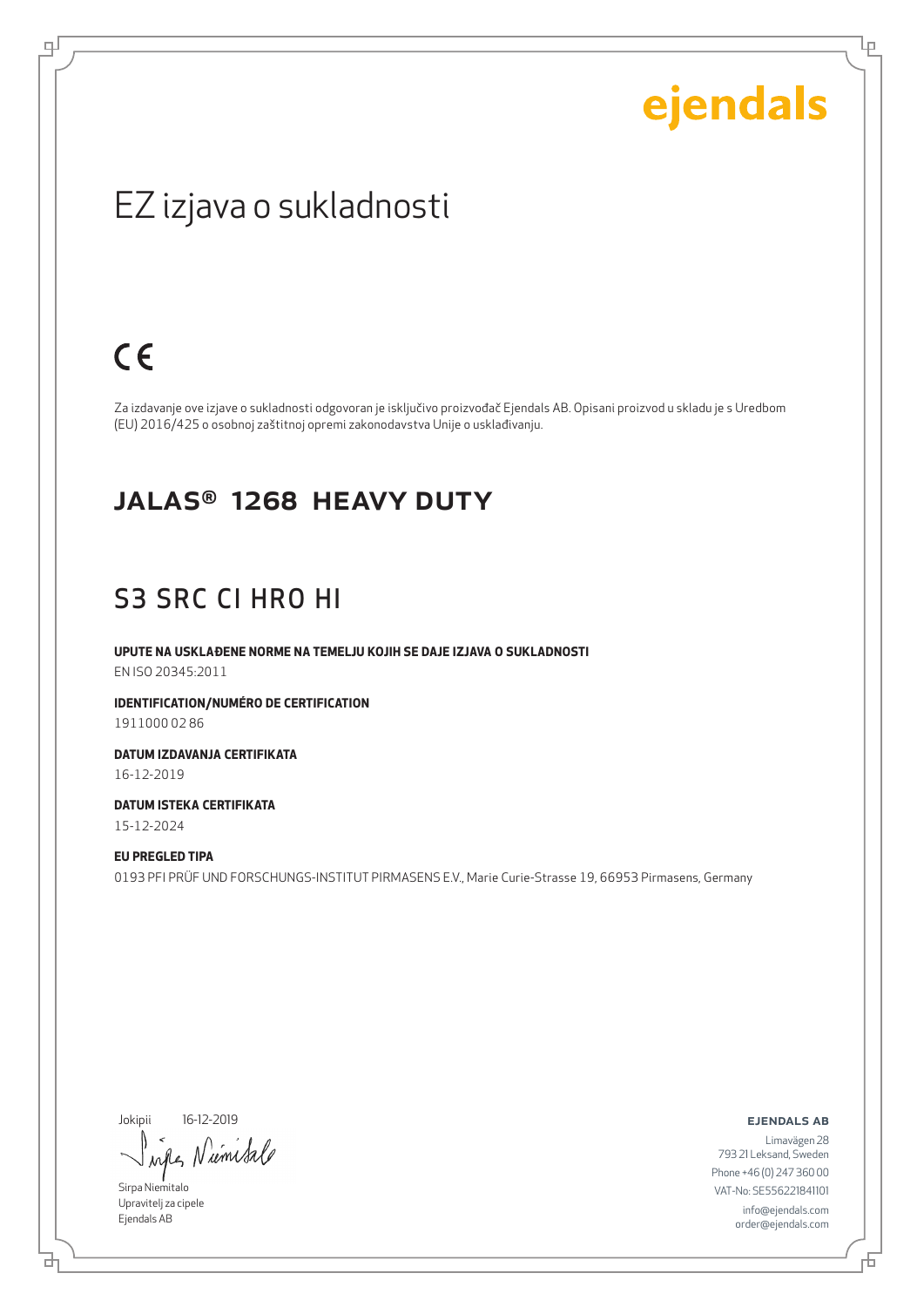ejendals

# EZ izjava o sukladnosti

CE

Za izdavanje ove izjave o sukladnosti odgovoran je isključivo proizvođač Ejendals AB. Opisani proizvod u skladu je s Uredbom (EU) 2016/425 o osobnoj zaštitnoj opremi zakonodavstva Unije o usklađivanju.

## JALAS® 1268 HEAVY DUTY

## S3 SRC CI HRO HI

**UPUTE NA USKLAĐENE NORME NA TEMELJU KOJIH SE DAJE IZJAVA O SUKLADNOSTI**
EN ISO 20345:2011

**IDENTIFICATION/NUMÉRO DE CERTIFICATION**
1911000 02 86

**DATUM IZDAVANJA CERTIFIKATA**
16-12-2019

**DATUM ISTEKA CERTIFIKATA**
15-12-2024

**EU PREGLED TIPA**
0193 PFI PRÜF UND FORSCHUNGS-INSTITUT PIRMASENS E.V., Marie Curie-Strasse 19, 66953 Pirmasens, Germany

Jokipii 16-12-2019

Sirpa Niemitalo
Upravitelj za cipele
Ejendals AB

**EJENDALS AB**
Limavägen 28
793 21 Leksand, Sweden
Phone +46 (0) 247 360 00
VAT-No: SE556221841101
info@ejendals.com
order@ejendals.com